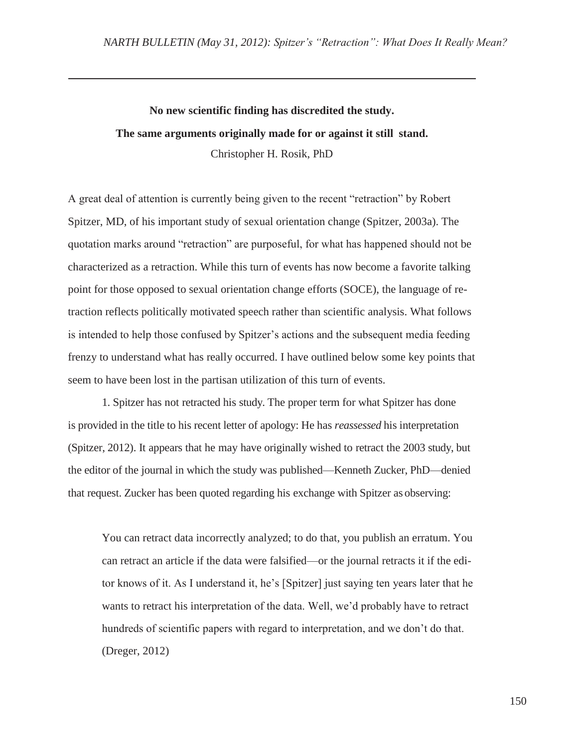**No new scientific finding has discredited the study.**

**The same arguments originally made for or against it still stand.**

Christopher H. Rosik, PhD

A great deal of attention is currently being given to the recent "retraction" by Robert Spitzer, MD, of his important study of sexual orientation change (Spitzer, 2003a). The quotation marks around "retraction" are purposeful, for what has happened should not be characterized as a retraction. While this turn of events has now become a favorite talking point for those opposed to sexual orientation change efforts (SOCE), the language of retraction reflects politically motivated speech rather than scientific analysis. What follows is intended to help those confused by Spitzer's actions and the subsequent media feeding frenzy to understand what has really occurred. I have outlined below some key points that seem to have been lost in the partisan utilization of this turn of events.

1. Spitzer has not retracted his study. The proper term for what Spitzer has done is provided in the title to his recent letter of apology: He has *reassessed* his interpretation (Spitzer, 2012). It appears that he may have originally wished to retract the 2003 study, but the editor of the journal in which the study was published—Kenneth Zucker, PhD—denied that request. Zucker has been quoted regarding his exchange with Spitzer as observing:

> You can retract data incorrectly analyzed; to do that, you publish an erratum. You can retract an article if the data were falsified—or the journal retracts it if the editor knows of it. As I understand it, he's [Spitzer] just saying ten years later that he wants to retract his interpretation of the data. Well, we'd probably have to retract hundreds of scientific papers with regard to interpretation, and we don't do that. (Dreger, 2012)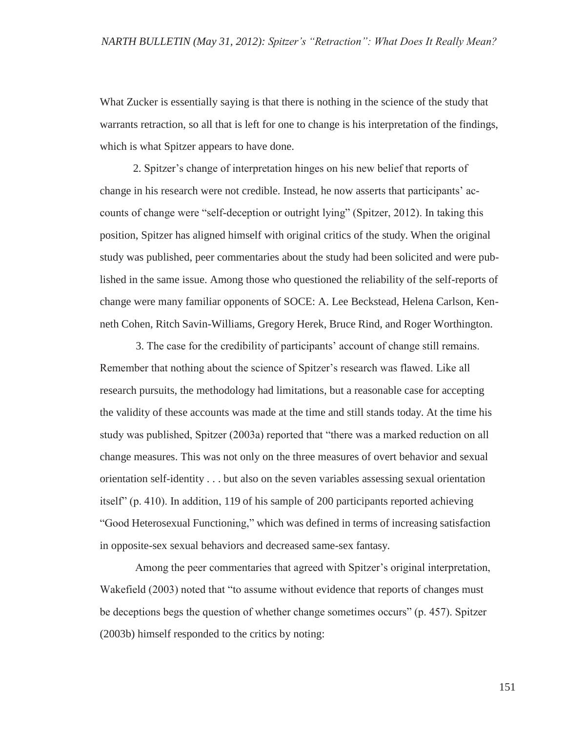What Zucker is essentially saying is that there is nothing in the science of the study that warrants retraction, so all that is left for one to change is his interpretation of the findings, which is what Spitzer appears to have done.

2. Spitzer's change of interpretation hinges on his new belief that reports of change in his research were not credible. Instead, he now asserts that participants' accounts of change were "self-deception or outright lying" (Spitzer, 2012). In taking this position, Spitzer has aligned himself with original critics of the study. When the original study was published, peer commentaries about the study had been solicited and were published in the same issue. Among those who questioned the reliability of the self-reports of change were many familiar opponents of SOCE: A. Lee Beckstead, Helena Carlson, Kenneth Cohen, Ritch Savin-Williams, Gregory Herek, Bruce Rind, and Roger Worthington.

3. The case for the credibility of participants' account of change still remains. Remember that nothing about the science of Spitzer's research was flawed. Like all research pursuits, the methodology had limitations, but a reasonable case for accepting the validity of these accounts was made at the time and still stands today. At the time his study was published, Spitzer (2003a) reported that "there was a marked reduction on all change measures. This was not only on the three measures of overt behavior and sexual orientation self-identity . . . but also on the seven variables assessing sexual orientation itself" (p. 410). In addition, 119 of his sample of 200 participants reported achieving "Good Heterosexual Functioning," which was defined in terms of increasing satisfaction in opposite-sex sexual behaviors and decreased same-sex fantasy.

Among the peer commentaries that agreed with Spitzer's original interpretation, Wakefield (2003) noted that "to assume without evidence that reports of changes must be deceptions begs the question of whether change sometimes occurs" (p. 457). Spitzer (2003b) himself responded to the critics by noting: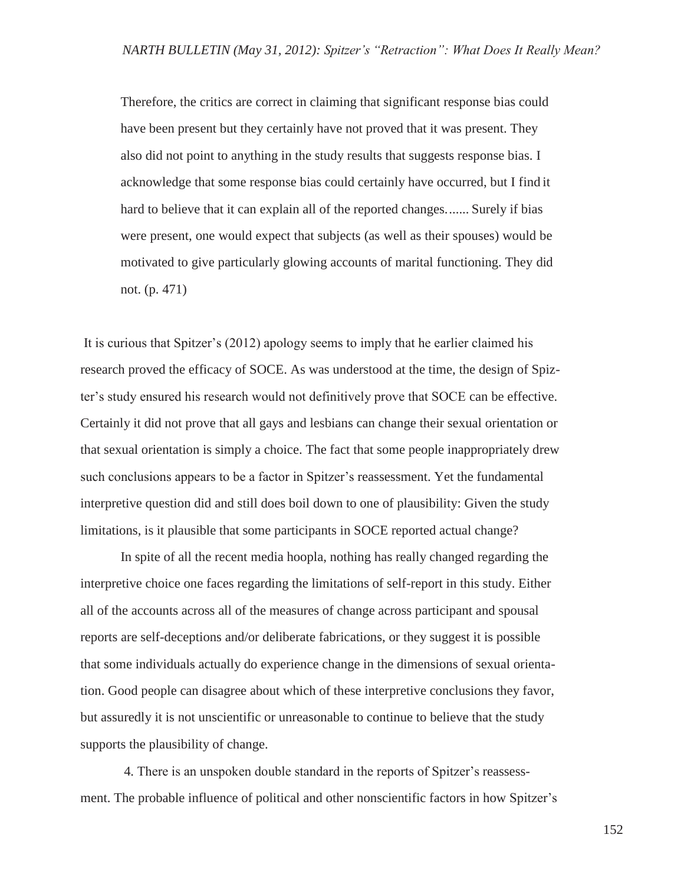> Therefore, the critics are correct in claiming that significant response bias could have been present but they certainly have not proved that it was present. They also did not point to anything in the study results that suggests response bias. I acknowledge that some response bias could certainly have occurred, but I find it hard to believe that it can explain all of the reported changes....... Surely if bias were present, one would expect that subjects (as well as their spouses) would be motivated to give particularly glowing accounts of marital functioning. They did not. (p. 471)

It is curious that Spitzer's (2012) apology seems to imply that he earlier claimed his research proved the efficacy of SOCE. As was understood at the time, the design of Spizter's study ensured his research would not definitively prove that SOCE can be effective. Certainly it did not prove that all gays and lesbians can change their sexual orientation or that sexual orientation is simply a choice. The fact that some people inappropriately drew such conclusions appears to be a factor in Spitzer's reassessment. Yet the fundamental interpretive question did and still does boil down to one of plausibility: Given the study limitations, is it plausible that some participants in SOCE reported actual change?

In spite of all the recent media hoopla, nothing has really changed regarding the interpretive choice one faces regarding the limitations of self-report in this study. Either all of the accounts across all of the measures of change across participant and spousal reports are self-deceptions and/or deliberate fabrications, or they suggest it is possible that some individuals actually do experience change in the dimensions of sexual orientation. Good people can disagree about which of these interpretive conclusions they favor, but assuredly it is not unscientific or unreasonable to continue to believe that the study supports the plausibility of change.

4. There is an unspoken double standard in the reports of Spitzer's reassessment. The probable influence of political and other nonscientific factors in how Spitzer's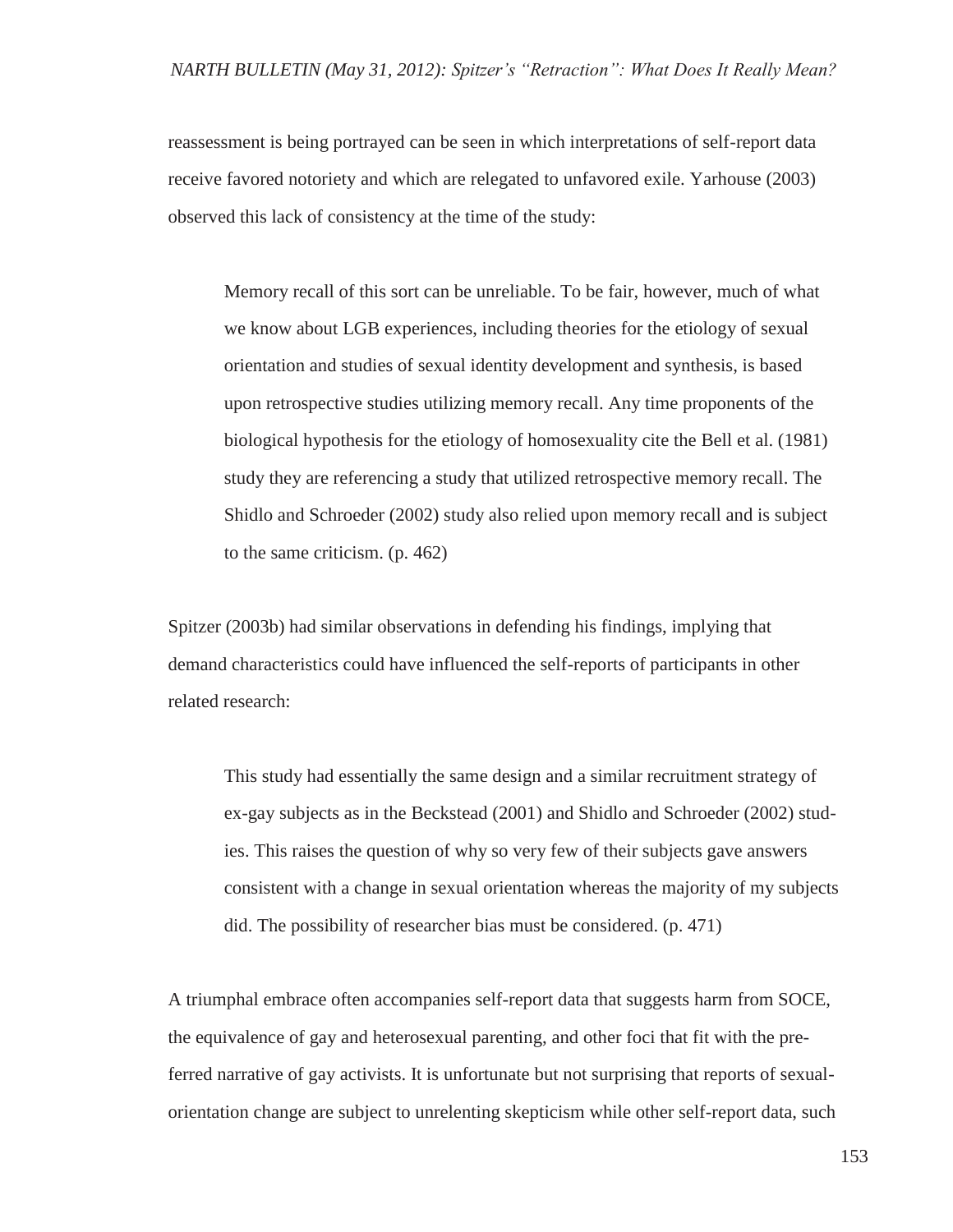reassessment is being portrayed can be seen in which interpretations of self-report data receive favored notoriety and which are relegated to unfavored exile. Yarhouse (2003) observed this lack of consistency at the time of the study:

> Memory recall of this sort can be unreliable. To be fair, however, much of what we know about LGB experiences, including theories for the etiology of sexual orientation and studies of sexual identity development and synthesis, is based upon retrospective studies utilizing memory recall. Any time proponents of the biological hypothesis for the etiology of homosexuality cite the Bell et al. (1981) study they are referencing a study that utilized retrospective memory recall. The Shidlo and Schroeder (2002) study also relied upon memory recall and is subject to the same criticism. (p. 462)

Spitzer (2003b) had similar observations in defending his findings, implying that demand characteristics could have influenced the self-reports of participants in other related research:

> This study had essentially the same design and a similar recruitment strategy of ex-gay subjects as in the Beckstead (2001) and Shidlo and Schroeder (2002) studies. This raises the question of why so very few of their subjects gave answers consistent with a change in sexual orientation whereas the majority of my subjects did. The possibility of researcher bias must be considered. (p. 471)

A triumphal embrace often accompanies self-report data that suggests harm from SOCE, the equivalence of gay and heterosexual parenting, and other foci that fit with the preferred narrative of gay activists. It is unfortunate but not surprising that reports of sexual-orientation change are subject to unrelenting skepticism while other self-report data, such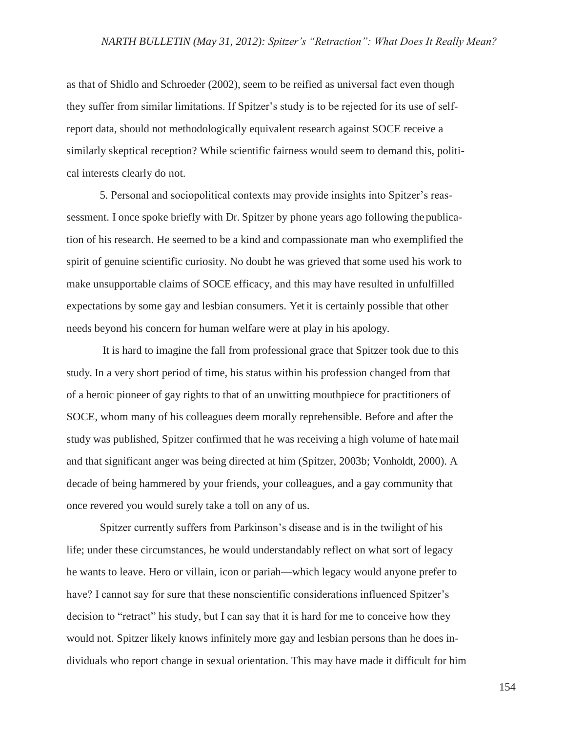as that of Shidlo and Schroeder (2002), seem to be reified as universal fact even though they suffer from similar limitations. If Spitzer's study is to be rejected for its use of self-report data, should not methodologically equivalent research against SOCE receive a similarly skeptical reception? While scientific fairness would seem to demand this, political interests clearly do not.

5. Personal and sociopolitical contexts may provide insights into Spitzer's reassessment. I once spoke briefly with Dr. Spitzer by phone years ago following the publication of his research. He seemed to be a kind and compassionate man who exemplified the spirit of genuine scientific curiosity. No doubt he was grieved that some used his work to make unsupportable claims of SOCE efficacy, and this may have resulted in unfulfilled expectations by some gay and lesbian consumers. Yet it is certainly possible that other needs beyond his concern for human welfare were at play in his apology.

It is hard to imagine the fall from professional grace that Spitzer took due to this study. In a very short period of time, his status within his profession changed from that of a heroic pioneer of gay rights to that of an unwitting mouthpiece for practitioners of SOCE, whom many of his colleagues deem morally reprehensible. Before and after the study was published, Spitzer confirmed that he was receiving a high volume of hate mail and that significant anger was being directed at him (Spitzer, 2003b; Vonholdt, 2000). A decade of being hammered by your friends, your colleagues, and a gay community that once revered you would surely take a toll on any of us.

Spitzer currently suffers from Parkinson's disease and is in the twilight of his life; under these circumstances, he would understandably reflect on what sort of legacy he wants to leave. Hero or villain, icon or pariah—which legacy would anyone prefer to have? I cannot say for sure that these nonscientific considerations influenced Spitzer's decision to "retract" his study, but I can say that it is hard for me to conceive how they would not. Spitzer likely knows infinitely more gay and lesbian persons than he does individuals who report change in sexual orientation. This may have made it difficult for him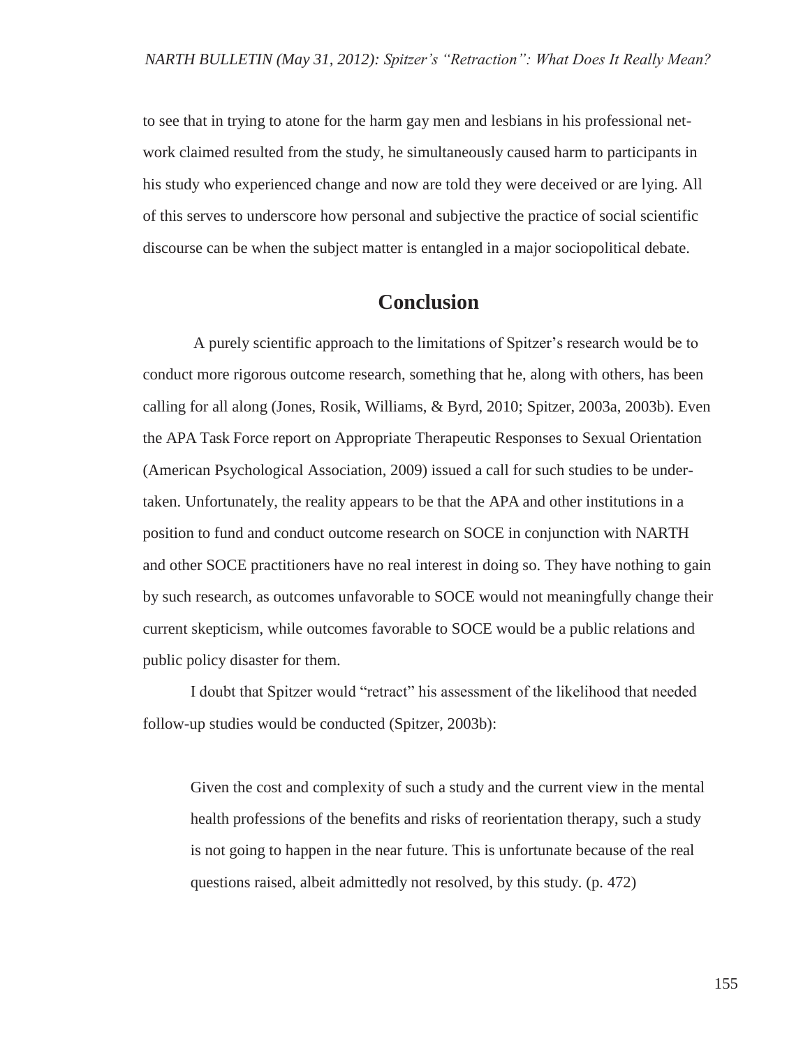to see that in trying to atone for the harm gay men and lesbians in his professional network claimed resulted from the study, he simultaneously caused harm to participants in his study who experienced change and now are told they were deceived or are lying. All of this serves to underscore how personal and subjective the practice of social scientific discourse can be when the subject matter is entangled in a major sociopolitical debate.

## Conclusion

A purely scientific approach to the limitations of Spitzer's research would be to conduct more rigorous outcome research, something that he, along with others, has been calling for all along (Jones, Rosik, Williams, & Byrd, 2010; Spitzer, 2003a, 2003b). Even the APA Task Force report on Appropriate Therapeutic Responses to Sexual Orientation (American Psychological Association, 2009) issued a call for such studies to be undertaken. Unfortunately, the reality appears to be that the APA and other institutions in a position to fund and conduct outcome research on SOCE in conjunction with NARTH and other SOCE practitioners have no real interest in doing so. They have nothing to gain by such research, as outcomes unfavorable to SOCE would not meaningfully change their current skepticism, while outcomes favorable to SOCE would be a public relations and public policy disaster for them.

I doubt that Spitzer would "retract" his assessment of the likelihood that needed follow-up studies would be conducted (Spitzer, 2003b):

> Given the cost and complexity of such a study and the current view in the mental health professions of the benefits and risks of reorientation therapy, such a study is not going to happen in the near future. This is unfortunate because of the real questions raised, albeit admittedly not resolved, by this study. (p. 472)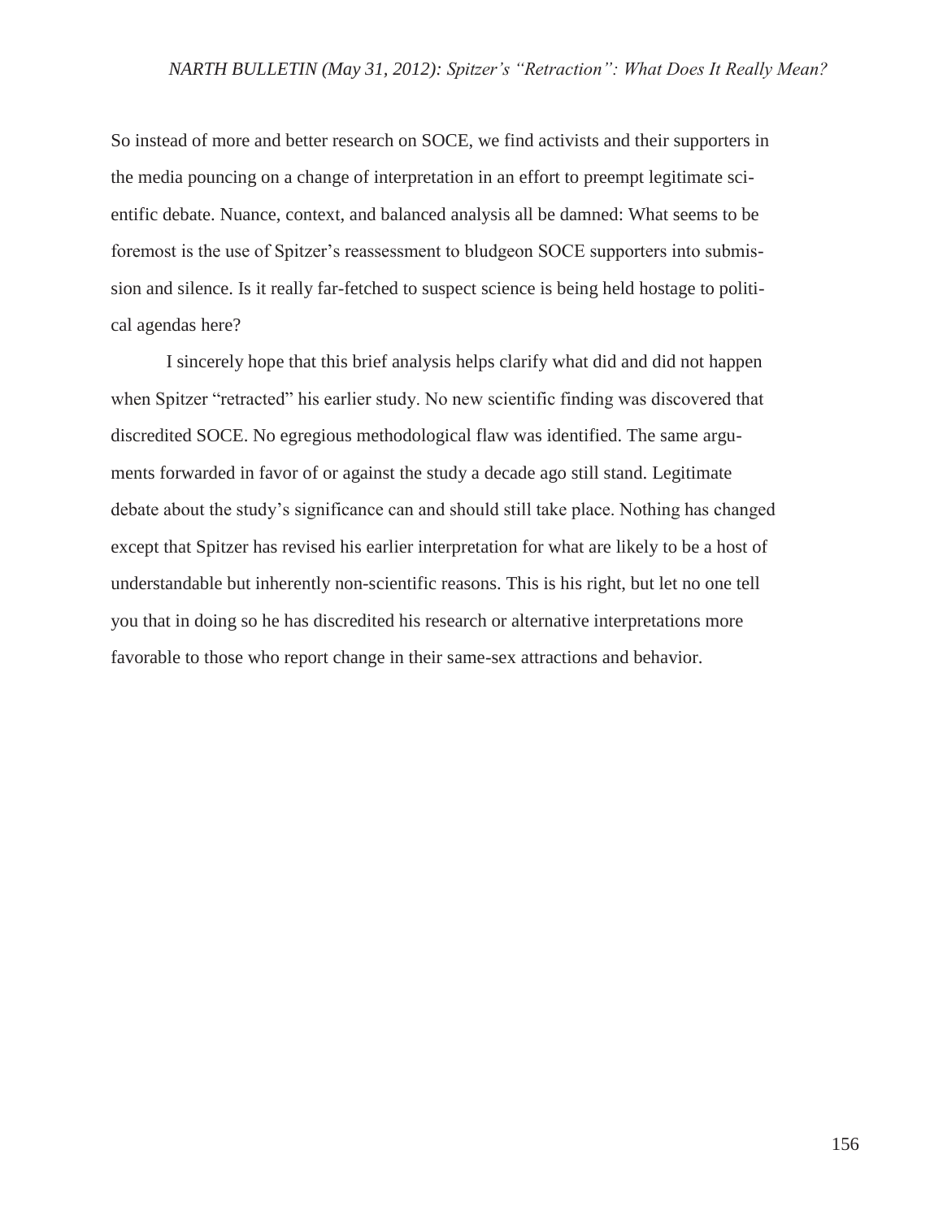So instead of more and better research on SOCE, we find activists and their supporters in the media pouncing on a change of interpretation in an effort to preempt legitimate scientific debate. Nuance, context, and balanced analysis all be damned: What seems to be foremost is the use of Spitzer's reassessment to bludgeon SOCE supporters into submission and silence. Is it really far-fetched to suspect science is being held hostage to political agendas here?

I sincerely hope that this brief analysis helps clarify what did and did not happen when Spitzer "retracted" his earlier study. No new scientific finding was discovered that discredited SOCE. No egregious methodological flaw was identified. The same arguments forwarded in favor of or against the study a decade ago still stand. Legitimate debate about the study's significance can and should still take place. Nothing has changed except that Spitzer has revised his earlier interpretation for what are likely to be a host of understandable but inherently non-scientific reasons. This is his right, but let no one tell you that in doing so he has discredited his research or alternative interpretations more favorable to those who report change in their same-sex attractions and behavior.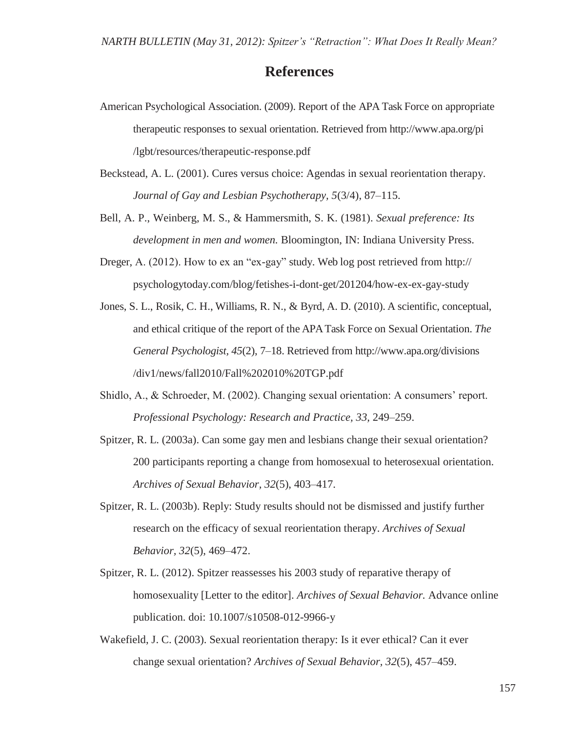# References

American Psychological Association. (2009). Report of the APA Task Force on appropriate therapeutic responses to sexual orientation. Retrieved from http://www.apa.org/pi/lgbt/resources/therapeutic-response.pdf

Beckstead, A. L. (2001). Cures versus choice: Agendas in sexual reorientation therapy. *Journal of Gay and Lesbian Psychotherapy, 5*(3/4), 87–115.

Bell, A. P., Weinberg, M. S., & Hammersmith, S. K. (1981). *Sexual preference: Its development in men and women.* Bloomington, IN: Indiana University Press.

Dreger, A. (2012). How to ex an "ex-gay" study. Web log post retrieved from http://psychologytoday.com/blog/fetishes-i-dont-get/201204/how-ex-ex-gay-study

Jones, S. L., Rosik, C. H., Williams, R. N., & Byrd, A. D. (2010). A scientific, conceptual, and ethical critique of the report of the APA Task Force on Sexual Orientation. *The General Psychologist, 45*(2), 7–18. Retrieved from http://www.apa.org/divisions/div1/news/fall2010/Fall%202010%20TGP.pdf

Shidlo, A., & Schroeder, M. (2002). Changing sexual orientation: A consumers' report. *Professional Psychology: Research and Practice, 33*, 249–259.

Spitzer, R. L. (2003a). Can some gay men and lesbians change their sexual orientation? 200 participants reporting a change from homosexual to heterosexual orientation. *Archives of Sexual Behavior, 32*(5), 403–417.

Spitzer, R. L. (2003b). Reply: Study results should not be dismissed and justify further research on the efficacy of sexual reorientation therapy. *Archives of Sexual Behavior, 32*(5), 469–472.

Spitzer, R. L. (2012). Spitzer reassesses his 2003 study of reparative therapy of homosexuality [Letter to the editor]. *Archives of Sexual Behavior.* Advance online publication. doi: 10.1007/s10508-012-9966-y

Wakefield, J. C. (2003). Sexual reorientation therapy: Is it ever ethical? Can it ever change sexual orientation? *Archives of Sexual Behavior, 32*(5), 457–459.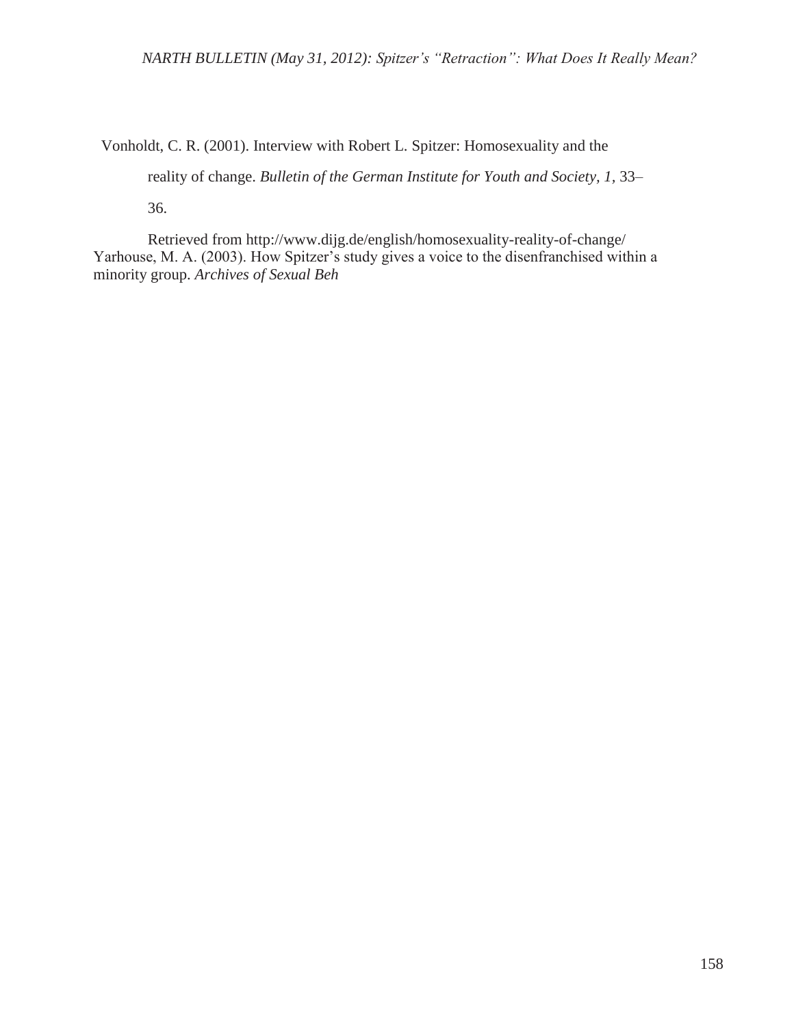Vonholdt, C. R. (2001). Interview with Robert L. Spitzer: Homosexuality and the reality of change. *Bulletin of the German Institute for Youth and Society, 1*, 33–36.

Retrieved from http://www.dijg.de/english/homosexuality-reality-of-change/

Yarhouse, M. A. (2003). How Spitzer's study gives a voice to the disenfranchised within a minority group. *Archives of Sexual Beh*